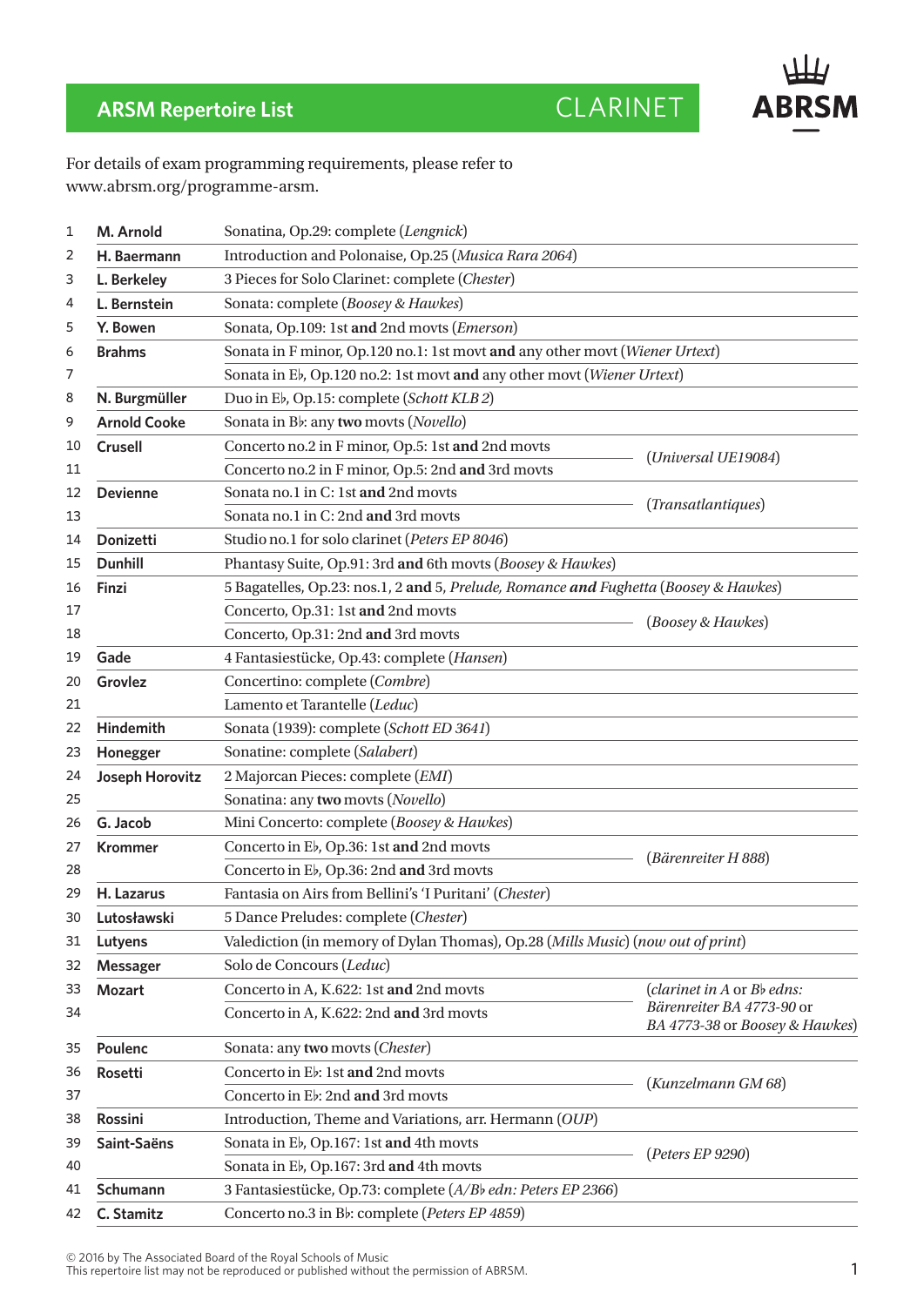# ARSM Repertoire List

## CLARINET

For details of exam programming requirements, please refer to www.abrsm.org/programme-arsm.

| | | | |
|---|---|---|---|
| 1 | **M. Arnold** | Sonatina, Op.29: complete (*Lengnick*) | |
| 2 | **H. Baermann** | Introduction and Polonaise, Op.25 (*Musica Rara 2064*) | |
| 3 | **L. Berkeley** | 3 Pieces for Solo Clarinet: complete (*Chester*) | |
| 4 | **L. Bernstein** | Sonata: complete (*Boosey & Hawkes*) | |
| 5 | **Y. Bowen** | Sonata, Op.109: 1st **and** 2nd movts (*Emerson*) | |
| 6 | **Brahms** | Sonata in F minor, Op.120 no.1: 1st movt **and** any other movt (*Wiener Urtext*) | |
| 7 | | Sonata in E♭, Op.120 no.2: 1st movt **and** any other movt (*Wiener Urtext*) | |
| 8 | **N. Burgmüller** | Duo in E♭, Op.15: complete (*Schott KLB 2*) | |
| 9 | **Arnold Cooke** | Sonata in B♭: any **two** movts (*Novello*) | |
| 10 | **Crusell** | Concerto no.2 in F minor, Op.5: 1st **and** 2nd movts | (*Universal UE19084*) |
| 11 | | Concerto no.2 in F minor, Op.5: 2nd **and** 3rd movts | (*Universal UE19084*) |
| 12 | **Devienne** | Sonata no.1 in C: 1st **and** 2nd movts | (*Transatlantiques*) |
| 13 | | Sonata no.1 in C: 2nd **and** 3rd movts | (*Transatlantiques*) |
| 14 | **Donizetti** | Studio no.1 for solo clarinet (*Peters EP 8046*) | |
| 15 | **Dunhill** | Phantasy Suite, Op.91: 3rd **and** 6th movts (*Boosey & Hawkes*) | |
| 16 | **Finzi** | 5 Bagatelles, Op.23: nos.1, 2 **and** 5, *Prelude, Romance **and** Fughetta* (*Boosey & Hawkes*) | |
| 17 | | Concerto, Op.31: 1st **and** 2nd movts | (*Boosey & Hawkes*) |
| 18 | | Concerto, Op.31: 2nd **and** 3rd movts | (*Boosey & Hawkes*) |
| 19 | **Gade** | 4 Fantasiestücke, Op.43: complete (*Hansen*) | |
| 20 | **Grovlez** | Concertino: complete (*Combre*) | |
| 21 | | Lamento et Tarantelle (*Leduc*) | |
| 22 | **Hindemith** | Sonata (1939): complete (*Schott ED 3641*) | |
| 23 | **Honegger** | Sonatine: complete (*Salabert*) | |
| 24 | **Joseph Horovitz** | 2 Majorcan Pieces: complete (*EMI*) | |
| 25 | | Sonatina: any **two** movts (*Novello*) | |
| 26 | **G. Jacob** | Mini Concerto: complete (*Boosey & Hawkes*) | |
| 27 | **Krommer** | Concerto in E♭, Op.36: 1st **and** 2nd movts | (*Bärenreiter H 888*) |
| 28 | | Concerto in E♭, Op.36: 2nd **and** 3rd movts | (*Bärenreiter H 888*) |
| 29 | **H. Lazarus** | Fantasia on Airs from Bellini's 'I Puritani' (*Chester*) | |
| 30 | **Lutosławski** | 5 Dance Preludes: complete (*Chester*) | |
| 31 | **Lutyens** | Valediction (in memory of Dylan Thomas), Op.28 (*Mills Music*) (*now out of print*) | |
| 32 | **Messager** | Solo de Concours (*Leduc*) | |
| 33 | **Mozart** | Concerto in A, K.622: 1st **and** 2nd movts | (*clarinet in A* or *B♭ edns: Bärenreiter BA 4773-90* or *BA 4773-38* or *Boosey & Hawkes*) |
| 34 | | Concerto in A, K.622: 2nd **and** 3rd movts | (*clarinet in A* or *B♭ edns: Bärenreiter BA 4773-90* or *BA 4773-38* or *Boosey & Hawkes*) |
| 35 | **Poulenc** | Sonata: any **two** movts (*Chester*) | |
| 36 | **Rosetti** | Concerto in E♭: 1st **and** 2nd movts | (*Kunzelmann GM 68*) |
| 37 | | Concerto in E♭: 2nd **and** 3rd movts | (*Kunzelmann GM 68*) |
| 38 | **Rossini** | Introduction, Theme and Variations, arr. Hermann (*OUP*) | |
| 39 | **Saint-Saëns** | Sonata in E♭, Op.167: 1st **and** 4th movts | (*Peters EP 9290*) |
| 40 | | Sonata in E♭, Op.167: 3rd **and** 4th movts | (*Peters EP 9290*) |
| 41 | **Schumann** | 3 Fantasiestücke, Op.73: complete (*A/B♭ edn: Peters EP 2366*) | |
| 42 | **C. Stamitz** | Concerto no.3 in B♭: complete (*Peters EP 4859*) | |

© 2016 by The Associated Board of the Royal Schools of Music
This repertoire list may not be reproduced or published without the permission of ABRSM.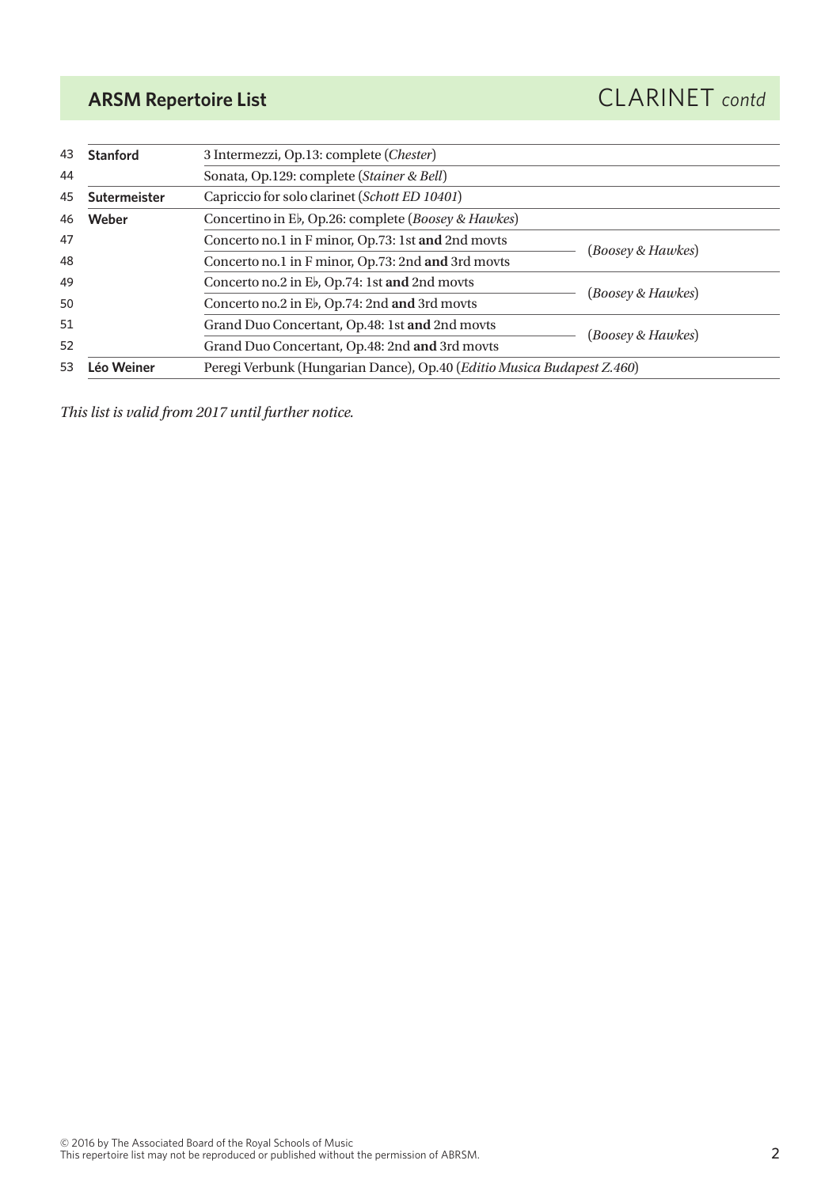## ARSM Repertoire List — CLARINET *contd*

| | | | |
|---|---|---|---|
| 43 | **Stanford** | 3 Intermezzi, Op.13: complete (*Chester*) | |
| 44 | | Sonata, Op.129: complete (*Stainer & Bell*) | |
| 45 | **Sutermeister** | Capriccio for solo clarinet (*Schott ED 10401*) | |
| 46 | **Weber** | Concertino in E♭, Op.26: complete (*Boosey & Hawkes*) | |
| 47 | | Concerto no.1 in F minor, Op.73: 1st **and** 2nd movts | (*Boosey & Hawkes*) |
| 48 | | Concerto no.1 in F minor, Op.73: 2nd **and** 3rd movts | (*Boosey & Hawkes*) |
| 49 | | Concerto no.2 in E♭, Op.74: 1st **and** 2nd movts | (*Boosey & Hawkes*) |
| 50 | | Concerto no.2 in E♭, Op.74: 2nd **and** 3rd movts | (*Boosey & Hawkes*) |
| 51 | | Grand Duo Concertant, Op.48: 1st **and** 2nd movts | (*Boosey & Hawkes*) |
| 52 | | Grand Duo Concertant, Op.48: 2nd **and** 3rd movts | (*Boosey & Hawkes*) |
| 53 | **Léo Weiner** | Peregi Verbunk (Hungarian Dance), Op.40 (*Editio Musica Budapest Z.460*) | |

*This list is valid from 2017 until further notice.*

© 2016 by The Associated Board of the Royal Schools of Music
This repertoire list may not be reproduced or published without the permission of ABRSM.